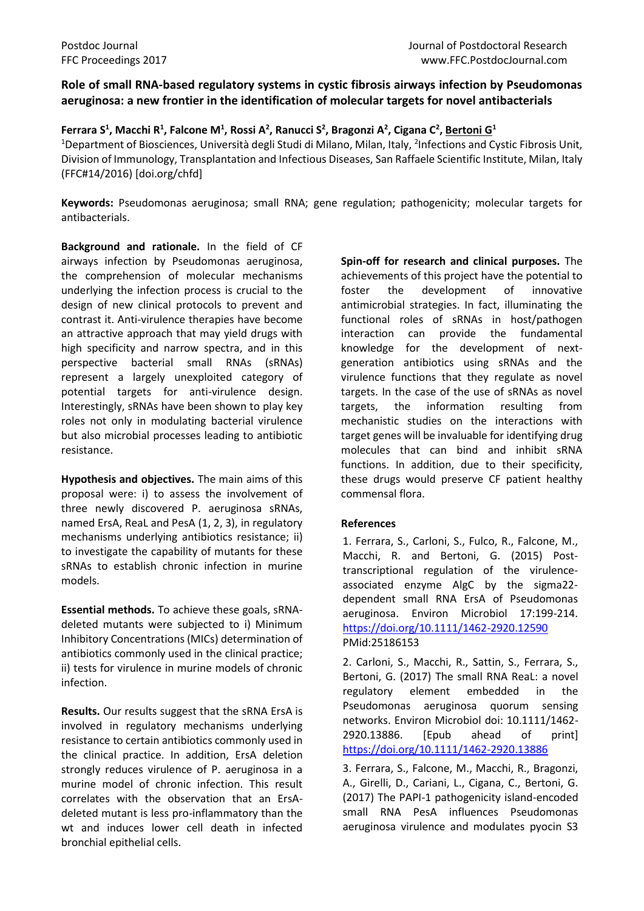# Role of small RNA-based regulatory systems in cystic fibrosis airways infection by Pseudomonas aeruginosa: a new frontier in the identification of molecular targets for novel antibacterials

**Ferrara S[1], Macchi R[1], Falcone M[1], Rossi A[2], Ranucci S[2], Bragonzi A[2], Cigana C[2], Bertoni G[1]**

[1]Department of Biosciences, Università degli Studi di Milano, Milan, Italy, [2]Infections and Cystic Fibrosis Unit, Division of Immunology, Transplantation and Infectious Diseases, San Raffaele Scientific Institute, Milan, Italy (FFC#14/2016) [doi.org/chfd]

**Keywords:** Pseudomonas aeruginosa; small RNA; gene regulation; pathogenicity; molecular targets for antibacterials.

**Background and rationale.** In the field of CF airways infection by Pseudomonas aeruginosa, the comprehension of molecular mechanisms underlying the infection process is crucial to the design of new clinical protocols to prevent and contrast it. Anti-virulence therapies have become an attractive approach that may yield drugs with high specificity and narrow spectra, and in this perspective bacterial small RNAs (sRNAs) represent a largely unexploited category of potential targets for anti-virulence design. Interestingly, sRNAs have been shown to play key roles not only in modulating bacterial virulence but also microbial processes leading to antibiotic resistance.

**Hypothesis and objectives.** The main aims of this proposal were: i) to assess the involvement of three newly discovered P. aeruginosa sRNAs, named ErsA, ReaL and PesA (1, 2, 3), in regulatory mechanisms underlying antibiotics resistance; ii) to investigate the capability of mutants for these sRNAs to establish chronic infection in murine models.

**Essential methods.** To achieve these goals, sRNA-deleted mutants were subjected to i) Minimum Inhibitory Concentrations (MICs) determination of antibiotics commonly used in the clinical practice; ii) tests for virulence in murine models of chronic infection.

**Results.** Our results suggest that the sRNA ErsA is involved in regulatory mechanisms underlying resistance to certain antibiotics commonly used in the clinical practice. In addition, ErsA deletion strongly reduces virulence of P. aeruginosa in a murine model of chronic infection. This result correlates with the observation that an ErsA-deleted mutant is less pro-inflammatory than the wt and induces lower cell death in infected bronchial epithelial cells.

**Spin-off for research and clinical purposes.** The achievements of this project have the potential to foster the development of innovative antimicrobial strategies. In fact, illuminating the functional roles of sRNAs in host/pathogen interaction can provide the fundamental knowledge for the development of next-generation antibiotics using sRNAs and the virulence functions that they regulate as novel targets. In the case of the use of sRNAs as novel targets, the information resulting from mechanistic studies on the interactions with target genes will be invaluable for identifying drug molecules that can bind and inhibit sRNA functions. In addition, due to their specificity, these drugs would preserve CF patient healthy commensal flora.

## References

1. Ferrara, S., Carloni, S., Fulco, R., Falcone, M., Macchi, R. and Bertoni, G. (2015) Post-transcriptional regulation of the virulence-associated enzyme AlgC by the sigma22-dependent small RNA ErsA of Pseudomonas aeruginosa. Environ Microbiol 17:199-214. https://doi.org/10.1111/1462-2920.12590 PMid:25186153

2. Carloni, S., Macchi, R., Sattin, S., Ferrara, S., Bertoni, G. (2017) The small RNA ReaL: a novel regulatory element embedded in the Pseudomonas aeruginosa quorum sensing networks. Environ Microbiol doi: 10.1111/1462-2920.13886. [Epub ahead of print] https://doi.org/10.1111/1462-2920.13886

3. Ferrara, S., Falcone, M., Macchi, R., Bragonzi, A., Girelli, D., Cariani, L., Cigana, C., Bertoni, G. (2017) The PAPI-1 pathogenicity island-encoded small RNA PesA influences Pseudomonas aeruginosa virulence and modulates pyocin S3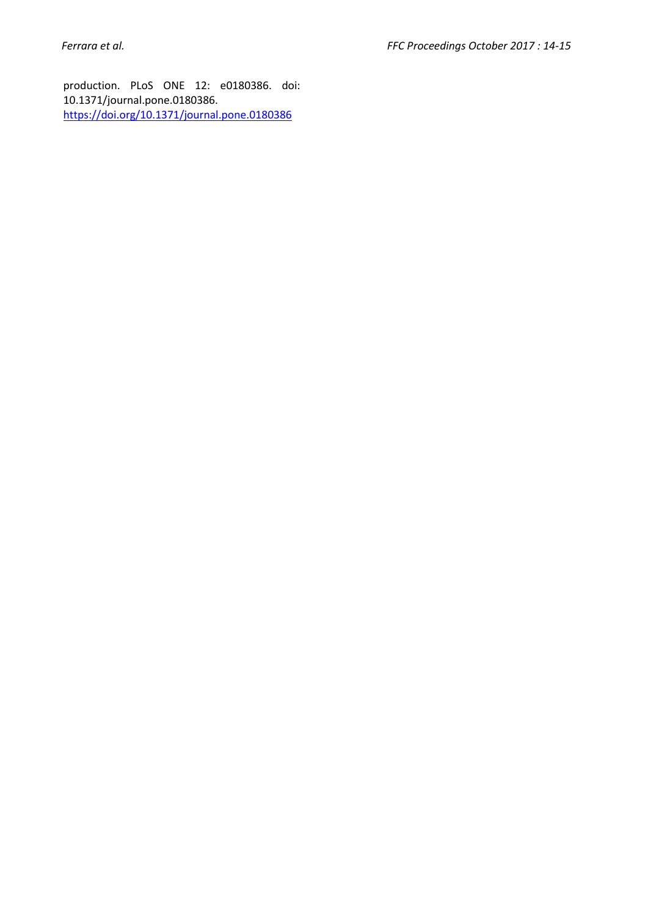production. PLoS ONE 12: e0180386. doi: 10.1371/journal.pone.0180386. https://doi.org/10.1371/journal.pone.0180386